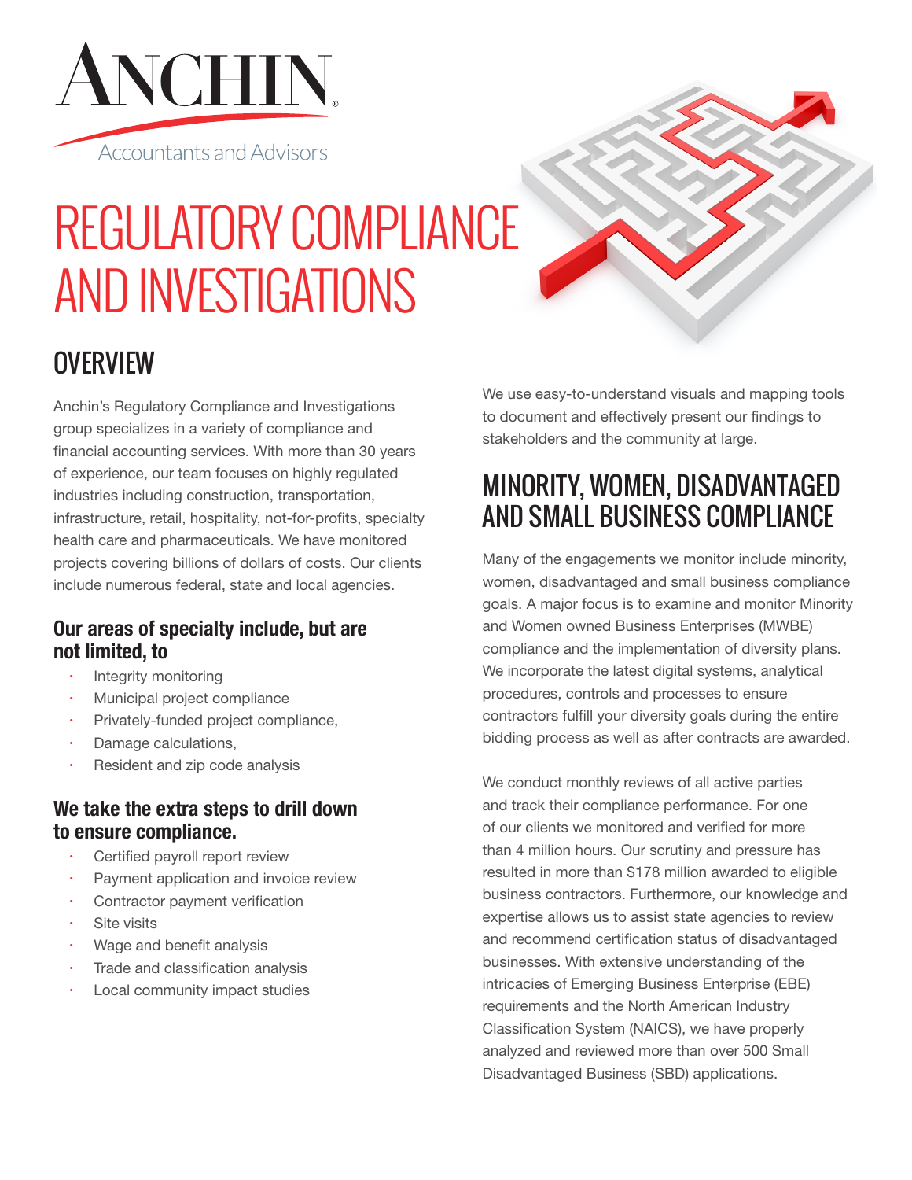ANCHIN

Accountants and Advisors

# REGULATORY COMPLIANCE AND INVESTIGATIONS

## OVERVIEW

Anchin's Regulatory Compliance and Investigations group specializes in a variety of compliance and financial accounting services. With more than 30 years of experience, our team focuses on highly regulated industries including construction, transportation, infrastructure, retail, hospitality, not-for-profits, specialty health care and pharmaceuticals. We have monitored projects covering billions of dollars of costs. Our clients include numerous federal, state and local agencies.

### Our areas of specialty include, but are not limited, to

- Integrity monitoring
- Municipal project compliance
- Privately-funded project compliance,
- Damage calculations,
- Resident and zip code analysis

### We take the extra steps to drill down to ensure compliance.

- Certified payroll report review
- Payment application and invoice review
- Contractor payment verification
- Site visits
- Wage and benefit analysis
- Trade and classification analysis
- Local community impact studies

We use easy-to-understand visuals and mapping tools to document and effectively present our findings to stakeholders and the community at large.

## MINORITY, WOMEN, DISADVANTAGED AND SMALL BUSINESS COMPLIANCE

Many of the engagements we monitor include minority, women, disadvantaged and small business compliance goals. A major focus is to examine and monitor Minority and Women owned Business Enterprises (MWBE) compliance and the implementation of diversity plans. We incorporate the latest digital systems, analytical procedures, controls and processes to ensure contractors fulfill your diversity goals during the entire bidding process as well as after contracts are awarded.

We conduct monthly reviews of all active parties and track their compliance performance. For one of our clients we monitored and verified for more than 4 million hours. Our scrutiny and pressure has resulted in more than $178 million awarded to eligible business contractors. Furthermore, our knowledge and expertise allows us to assist state agencies to review and recommend certification status of disadvantaged businesses. With extensive understanding of the intricacies of Emerging Business Enterprise (EBE) requirements and the North American Industry Classification System (NAICS), we have properly analyzed and reviewed more than over 500 Small Disadvantaged Business (SBD) applications.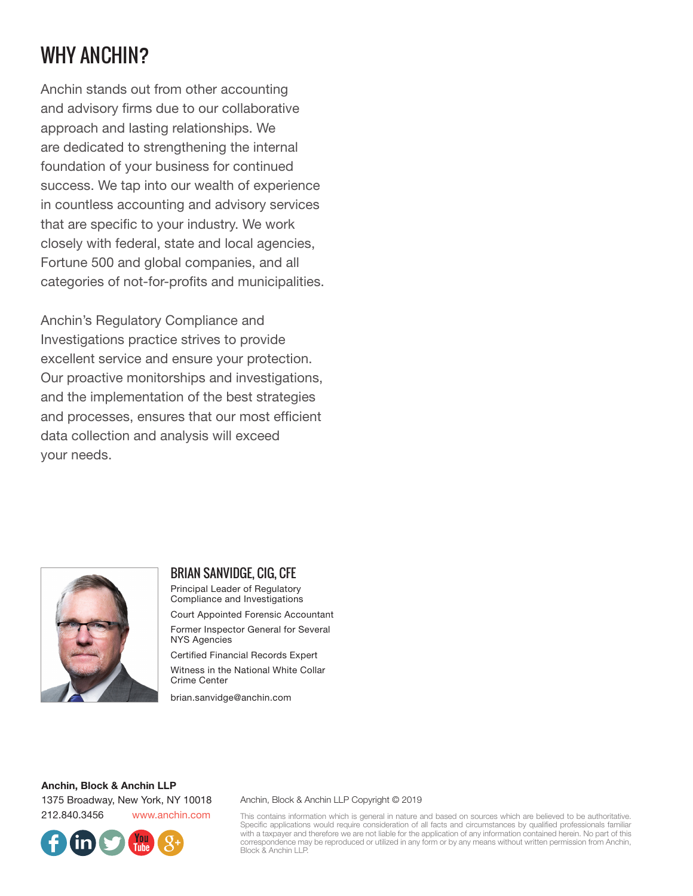# WHY ANCHIN?

Anchin stands out from other accounting and advisory firms due to our collaborative approach and lasting relationships. We are dedicated to strengthening the internal foundation of your business for continued success. We tap into our wealth of experience in countless accounting and advisory services that are specific to your industry. We work closely with federal, state and local agencies, Fortune 500 and global companies, and all categories of not-for-profits and municipalities.

Anchin's Regulatory Compliance and Investigations practice strives to provide excellent service and ensure your protection. Our proactive monitorships and investigations, and the implementation of the best strategies and processes, ensures that our most efficient data collection and analysis will exceed your needs.

## BRIAN SANVIDGE, CIG, CFE

Principal Leader of Regulatory Compliance and Investigations

Court Appointed Forensic Accountant

Former Inspector General for Several NYS Agencies

Certified Financial Records Expert

Witness in the National White Collar Crime Center

brian.sanvidge@anchin.com

**Anchin, Block & Anchin LLP**
1375 Broadway, New York, NY 10018
212.840.3456 www.anchin.com

Anchin, Block & Anchin LLP Copyright © 2019

This contains information which is general in nature and based on sources which are believed to be authoritative. Specific applications would require consideration of all facts and circumstances by qualified professionals familiar with a taxpayer and therefore we are not liable for the application of any information contained herein. No part of this correspondence may be reproduced or utilized in any form or by any means without written permission from Anchin, Block & Anchin LLP.